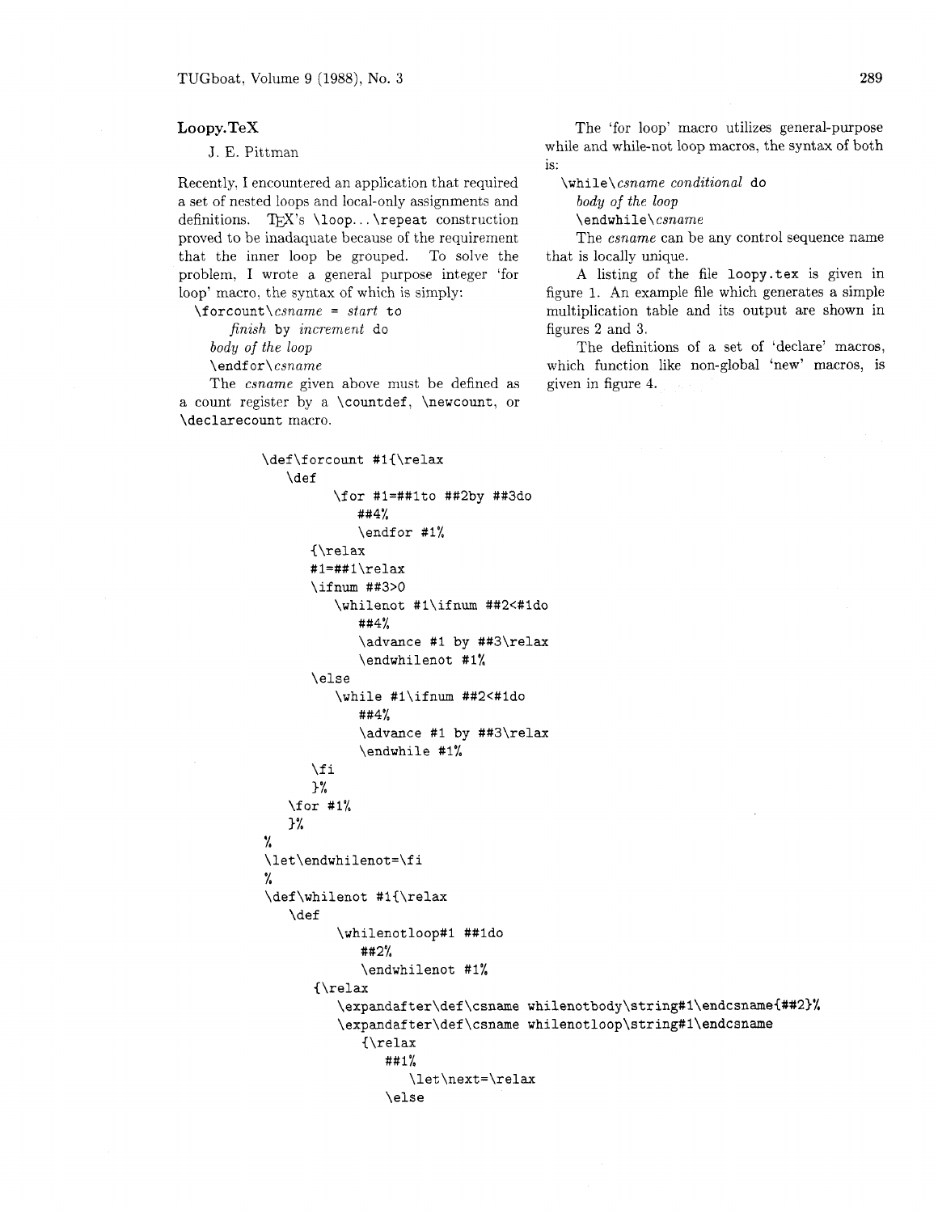## Loopy.TeX

J. E. Pittman

Recently, I encountered an application that required a set of nested loops and local-only assignments and definitions. TEX's `\loop...\repeat` construction proved to be inadaquate because of the requirement that the inner loop be grouped. To solve the problem, I wrote a general purpose integer 'for loop' macro, the syntax of which is simply:

```
\forcount\csname = start to
    finish by increment do
  body of the loop
  \endfor\csname
```

The *csname* given above must be defined as a count register by a `\countdef`, `\newcount`, or `\declarecount` macro.

The 'for loop' macro utilizes general-purpose while and while-not loop macros, the syntax of both is:

```
\while\csname conditional do
  body of the loop
  \endwhile\csname
```

The *csname* can be any control sequence name that is locally unique.

A listing of the file `loopy.tex` is given in figure 1. An example file which generates a simple multiplication table and its output are shown in figures 2 and 3.

The definitions of a set of 'declare' macros, which function like non-global 'new' macros, is given in figure 4.

```
\def\forcount #1{\relax
   \def
         \for #1=##1to ##2by ##3do
            ##4%
            \endfor #1%
      {\relax
      #1=##1\relax
      \ifnum ##3>0
         \whilenot #1\ifnum ##2<#1do
            ##4%
            \advance #1 by ##3\relax
            \endwhilenot #1%
      \else
         \while #1\ifnum ##2<#1do
            ##4%
            \advance #1 by ##3\relax
            \endwhile #1%
      \fi
      }%
   \for #1%
   }%
%
\let\endwhilenot=\fi
%
\def\whilenot #1{\relax
   \def
         \whilenotloop#1 ##1do
            ##2%
            \endwhilenot #1%
      {\relax
         \expandafter\def\csname whilenotbody\string#1\endcsname{##2}%
         \expandafter\def\csname whilenotloop\string#1\endcsname
            {\relax
               ##1%
                  \let\next=\relax
               \else
```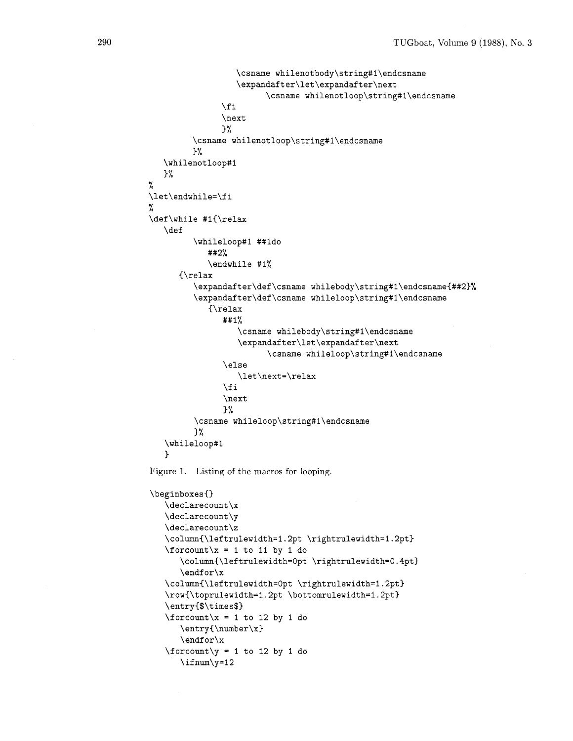```
                  \csname whilenotbody\string#1\endcsname
                  \expandafter\let\expandafter\next
                        \csname whilenotloop\string#1\endcsname
               \fi
               \next
               }%
         \csname whilenotloop\string#1\endcsname
         }%
   \whilenotloop#1
   }%
%
\let\endwhile=\fi
%
\def\while #1{\relax
   \def
         \whileloop#1 ##1do
            ##2%
            \endwhile #1%
      {\relax
         \expandafter\def\csname whilebody\string#1\endcsname{##2}%
         \expandafter\def\csname whileloop\string#1\endcsname
            {\relax
               ##1%
                  \csname whilebody\string#1\endcsname
                  \expandafter\let\expandafter\next
                        \csname whileloop\string#1\endcsname
               \else
                  \let\next=\relax
               \fi
               \next
               }%
         \csname whileloop\string#1\endcsname
         }%
   \whileloop#1
   }
```

Figure 1. Listing of the macros for looping.

```
\beginboxes{}
   \declarecount\x
   \declarecount\y
   \declarecount\z
   \column{\leftrulewidth=1.2pt \rightrulewidth=1.2pt}
   \forcount\x = 1 to 11 by 1 do
      \column{\leftrulewidth=0pt \rightrulewidth=0.4pt}
      \endfor\x
   \column{\leftrulewidth=0pt \rightrulewidth=1.2pt}
   \row{\toprulewidth=1.2pt \bottomrulewidth=1.2pt}
   \entry{$\times$}
   \forcount\x = 1 to 12 by 1 do
      \entry{\number\x}
      \endfor\x
   \forcount\y = 1 to 12 by 1 do
      \ifnum\y=12
```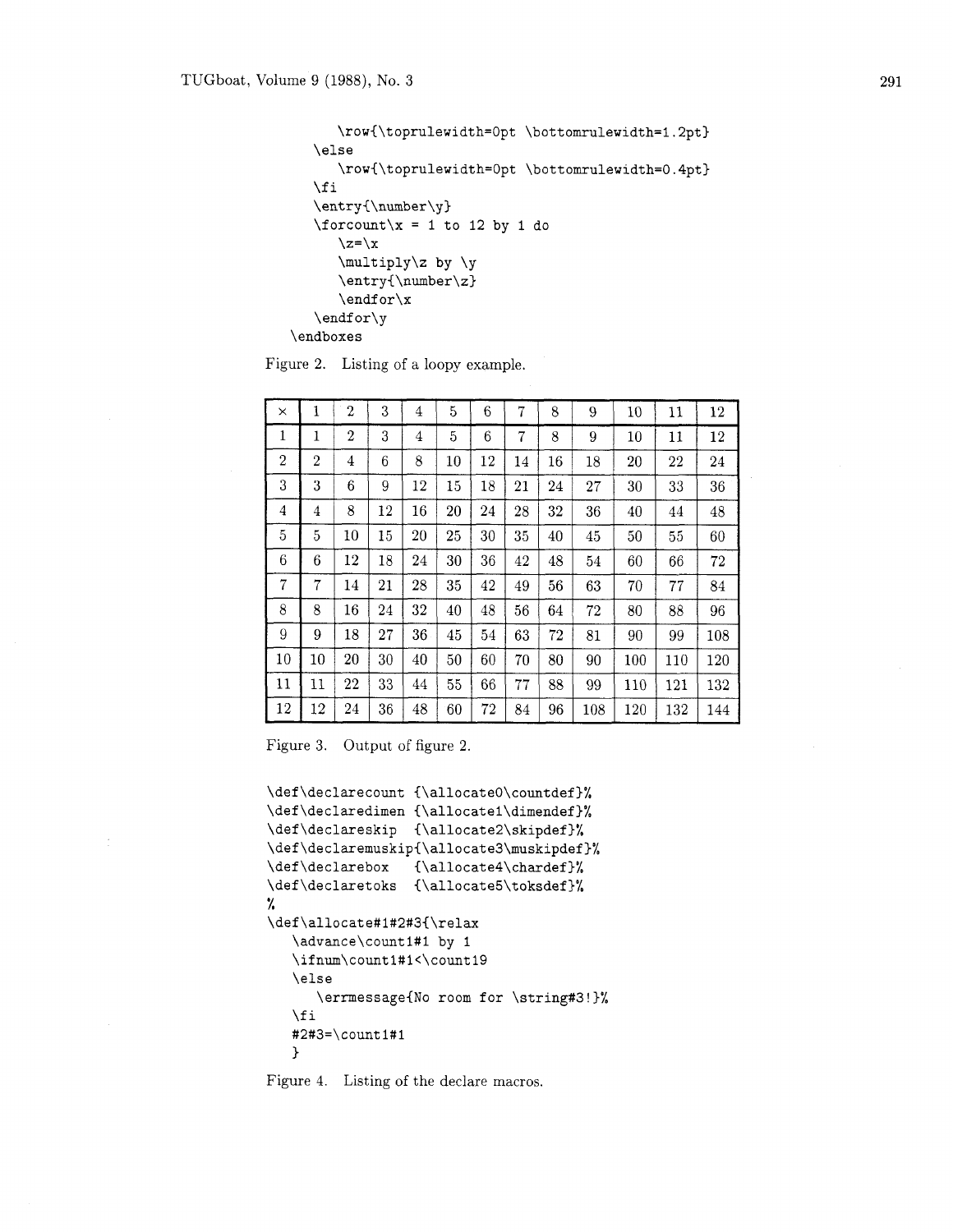```
      \row{\toprulewidth=0pt \bottomrulewidth=1.2pt}
   \else
      \row{\toprulewidth=0pt \bottomrulewidth=0.4pt}
   \fi
   \entry{\number\y}
   \forcount\x = 1 to 12 by 1 do
      \z=\x
      \multiply\z by \y
      \entry{\number\z}
      \endfor\x
   \endfor\y
\endboxes
```

Figure 2. Listing of a loopy example.

| × | 1 | 2 | 3 | 4 | 5 | 6 | 7 | 8 | 9 | 10 | 11 | 12 |
|---|---|---|---|---|---|---|---|---|---|---|---|---|
| 1 | 1 | 2 | 3 | 4 | 5 | 6 | 7 | 8 | 9 | 10 | 11 | 12 |
| 2 | 2 | 4 | 6 | 8 | 10 | 12 | 14 | 16 | 18 | 20 | 22 | 24 |
| 3 | 3 | 6 | 9 | 12 | 15 | 18 | 21 | 24 | 27 | 30 | 33 | 36 |
| 4 | 4 | 8 | 12 | 16 | 20 | 24 | 28 | 32 | 36 | 40 | 44 | 48 |
| 5 | 5 | 10 | 15 | 20 | 25 | 30 | 35 | 40 | 45 | 50 | 55 | 60 |
| 6 | 6 | 12 | 18 | 24 | 30 | 36 | 42 | 48 | 54 | 60 | 66 | 72 |
| 7 | 7 | 14 | 21 | 28 | 35 | 42 | 49 | 56 | 63 | 70 | 77 | 84 |
| 8 | 8 | 16 | 24 | 32 | 40 | 48 | 56 | 64 | 72 | 80 | 88 | 96 |
| 9 | 9 | 18 | 27 | 36 | 45 | 54 | 63 | 72 | 81 | 90 | 99 | 108 |
| 10 | 10 | 20 | 30 | 40 | 50 | 60 | 70 | 80 | 90 | 100 | 110 | 120 |
| 11 | 11 | 22 | 33 | 44 | 55 | 66 | 77 | 88 | 99 | 110 | 121 | 132 |
| 12 | 12 | 24 | 36 | 48 | 60 | 72 | 84 | 96 | 108 | 120 | 132 | 144 |

Figure 3. Output of figure 2.

```
\def\declarecount {\allocate0\countdef}%
\def\declaredimen {\allocate1\dimendef}%
\def\declareskip  {\allocate2\skipdef}%
\def\declaremuskip{\allocate3\muskipdef}%
\def\declarebox   {\allocate4\chardef}%
\def\declaretoks  {\allocate5\toksdef}%
%
\def\allocate#1#2#3{\relax
   \advance\count1#1 by 1
   \ifnum\count1#1<\count19
   \else
      \errmessage{No room for \string#3!}%
   \fi
   #2#3=\count1#1
   }
```

Figure 4. Listing of the declare macros.